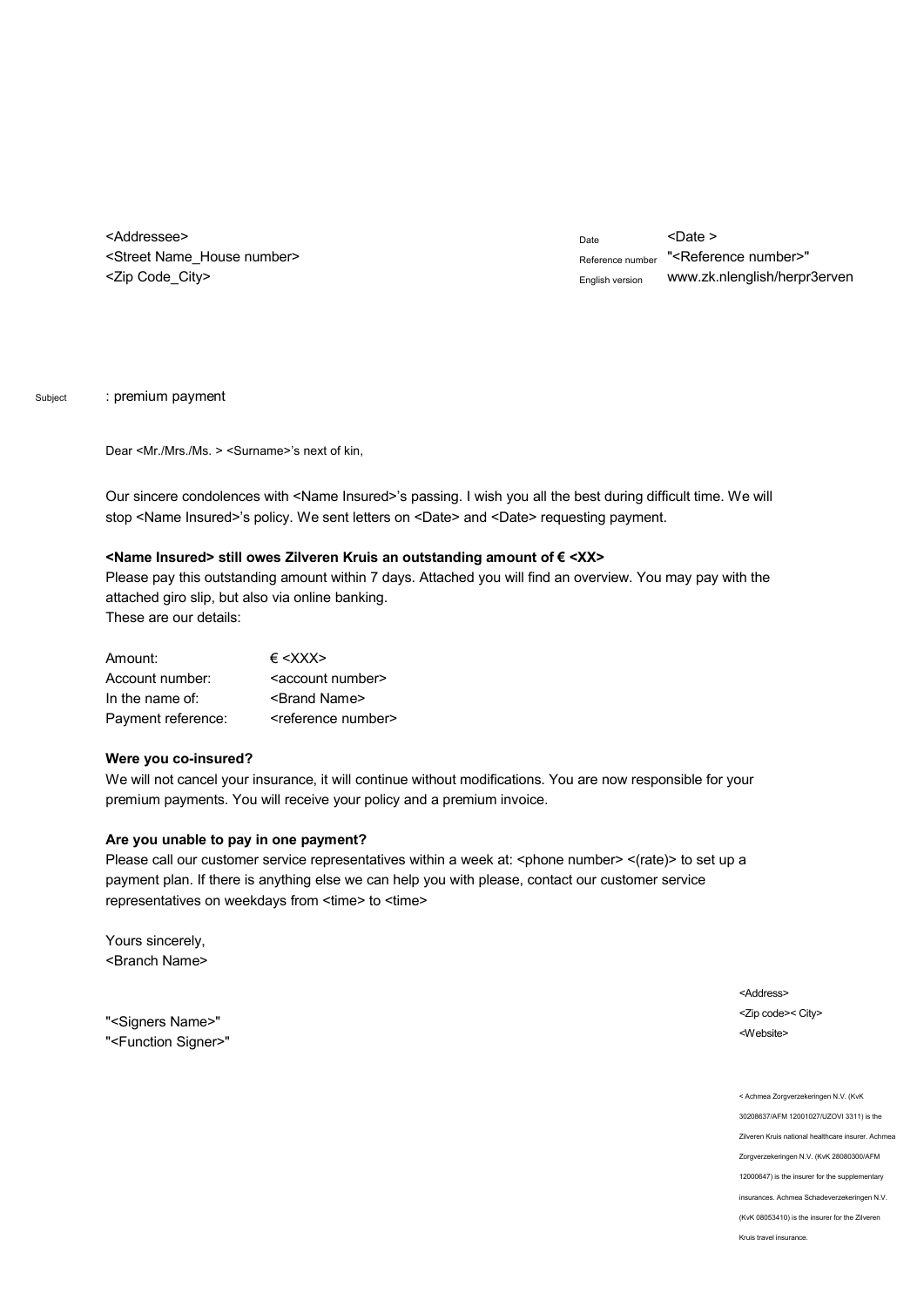<Addressee>
<Street Name_House number>
<Zip Code_City>

Date <Date >
Reference number "<Reference number>"
English version www.zk.nlenglish/herpr3erven

Subject : premium payment

Dear <Mr./Mrs./Ms. > <Surname>'s next of kin,

Our sincere condolences with <Name Insured>'s passing. I wish you all the best during difficult time. We will stop <Name Insured>'s policy. We sent letters on <Date> and <Date> requesting payment.

**<Name Insured> still owes Zilveren Kruis an outstanding amount of € <XX>**

Please pay this outstanding amount within 7 days. Attached you will find an overview. You may pay with the attached giro slip, but also via online banking.
These are our details:

| | |
|---|---|
| Amount: | € <XXX> |
| Account number: | <account number> |
| In the name of: | <Brand Name> |
| Payment reference: | <reference number> |

**Were you co-insured?**

We will not cancel your insurance, it will continue without modifications. You are now responsible for your premium payments. You will receive your policy and a premium invoice.

**Are you unable to pay in one payment?**

Please call our customer service representatives within a week at: <phone number> <(rate)> to set up a payment plan. If there is anything else we can help you with please, contact our customer service representatives on weekdays from <time> to <time>

Yours sincerely,
<Branch Name>

"<Signers Name>"
"<Function Signer>"

<Address>
<Zip code>< City>
<Website>

< Achmea Zorgverzekeringen N.V. (KvK 30208637/AFM 12001027/UZOVI 3311) is the Zilveren Kruis national healthcare insurer. Achmea Zorgverzekeringen N.V. (KvK 28080300/AFM 12000647) is the insurer for the supplementary insurances. Achmea Schadeverzekeringen N.V. (KvK 08053410) is the insurer for the Zilveren Kruis travel insurance.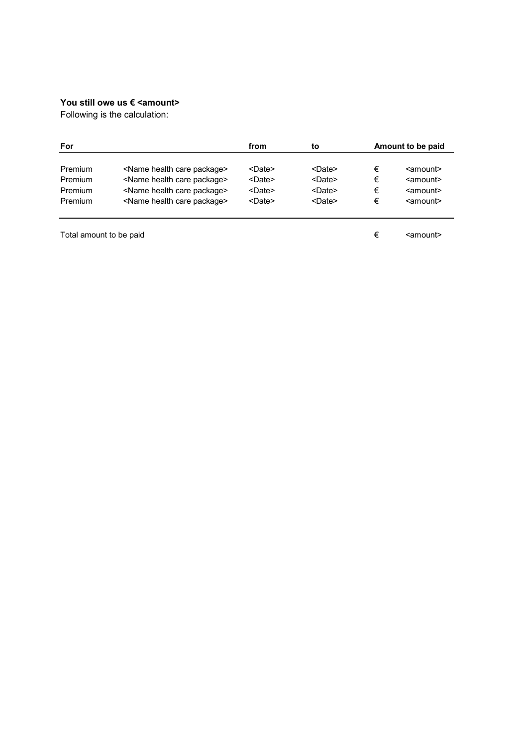**You still owe us € <amount>**
Following is the calculation:

| For | | from | to | Amount to be paid | |
|---|---|---|---|---|---|
| Premium | <Name health care package> | <Date> | <Date> | € | <amount> |
| Premium | <Name health care package> | <Date> | <Date> | € | <amount> |
| Premium | <Name health care package> | <Date> | <Date> | € | <amount> |
| Premium | <Name health care package> | <Date> | <Date> | € | <amount> |
| Total amount to be paid | | | | € | <amount> |